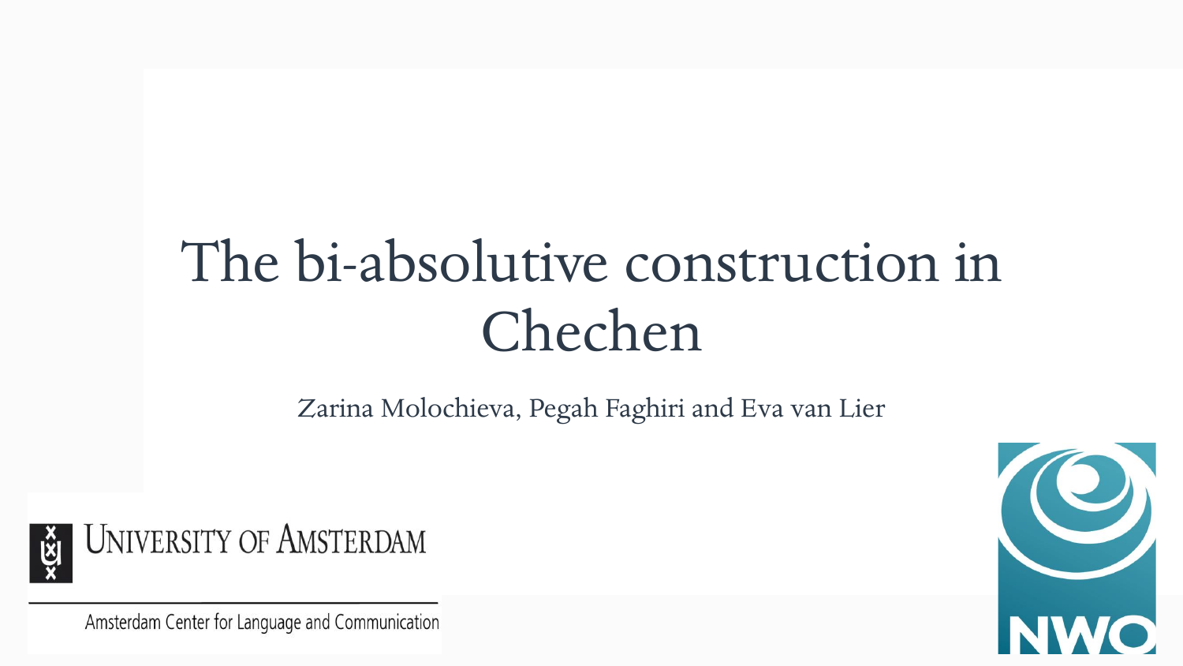# The bi-absolutive construction in Chechen

Zarina Molochieva, Pegah Faghiri and Eva van Lier

University of Amsterdam

Amsterdam Center for Language and Communication

NWO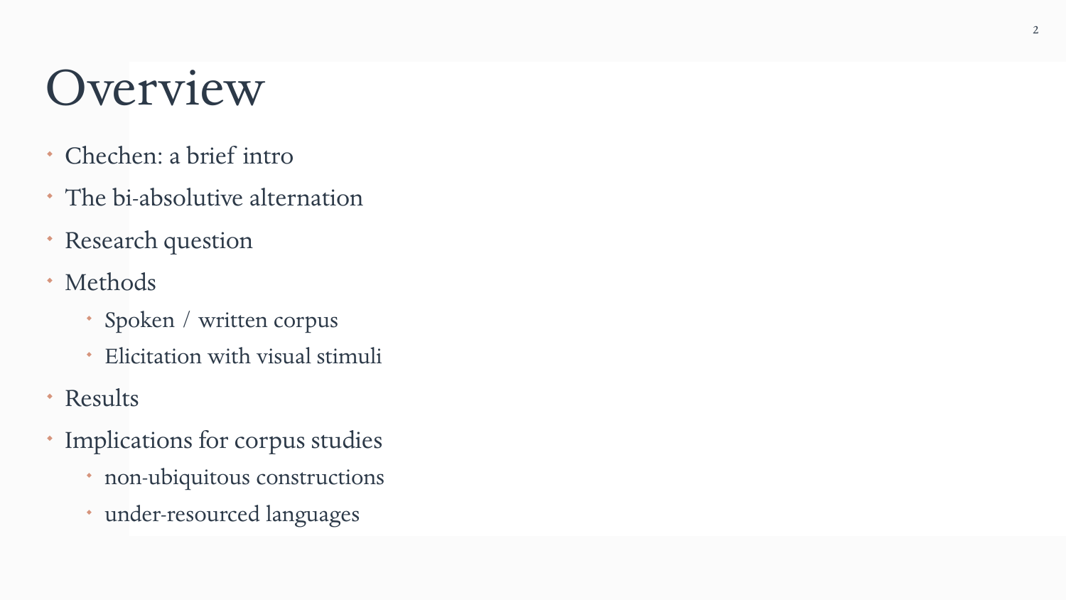# Overview

- Chechen: a brief intro
- The bi-absolutive alternation
- Research question
- Methods
  - Spoken / written corpus
  - Elicitation with visual stimuli
- Results
- Implications for corpus studies
  - non-ubiquitous constructions
  - under-resourced languages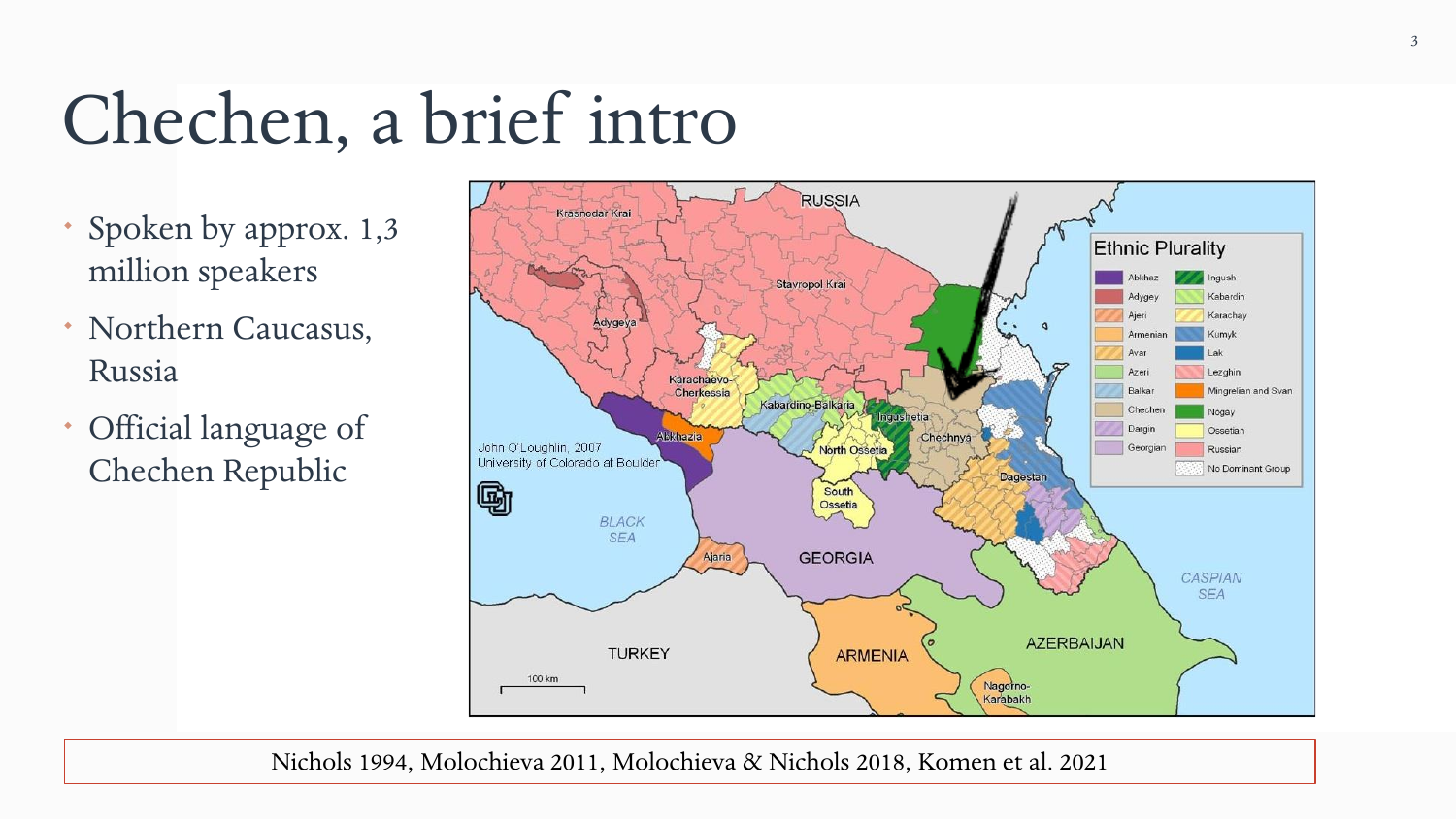# Chechen, a brief intro

- Spoken by approx. 1,3 million speakers
- Northern Caucasus, Russia
- Official language of Chechen Republic

Nichols 1994, Molochieva 2011, Molochieva & Nichols 2018, Komen et al. 2021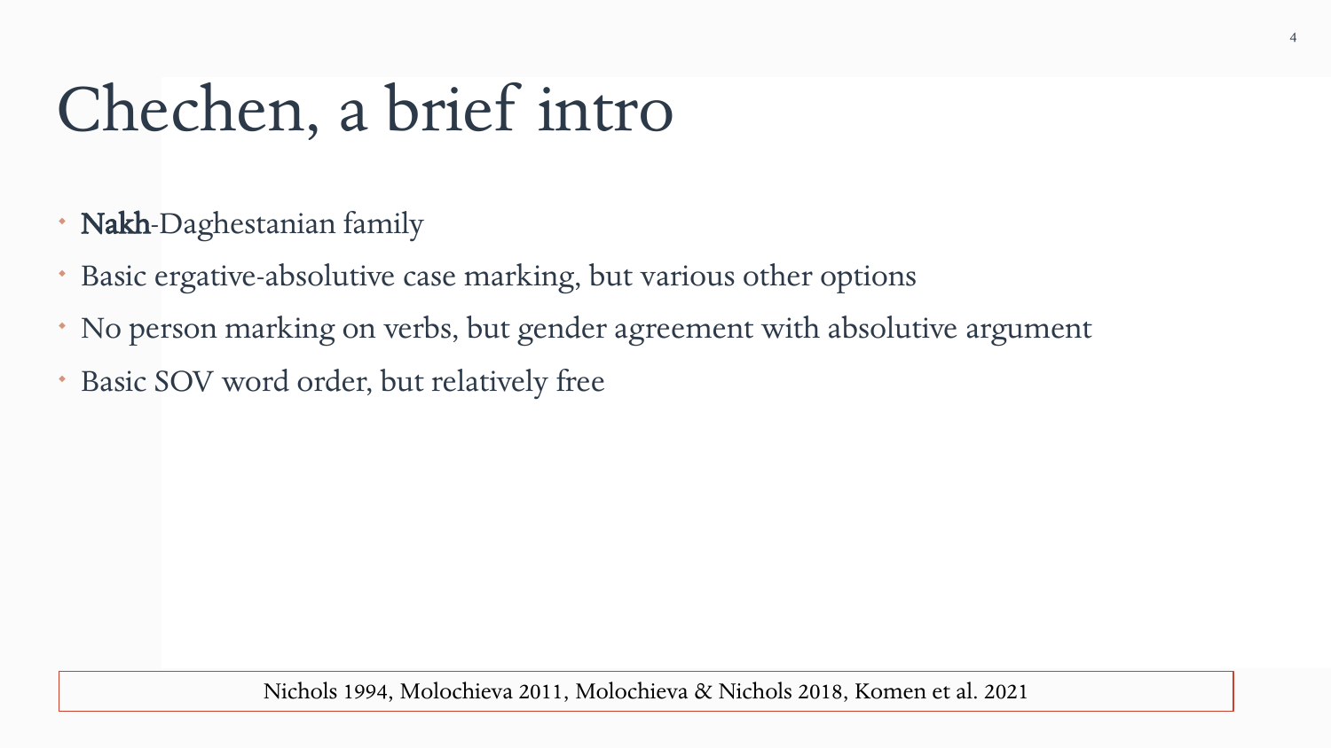# Chechen, a brief intro

- **Nakh**-Daghestanian family
- Basic ergative-absolutive case marking, but various other options
- No person marking on verbs, but gender agreement with absolutive argument
- Basic SOV word order, but relatively free

Nichols 1994, Molochieva 2011, Molochieva & Nichols 2018, Komen et al. 2021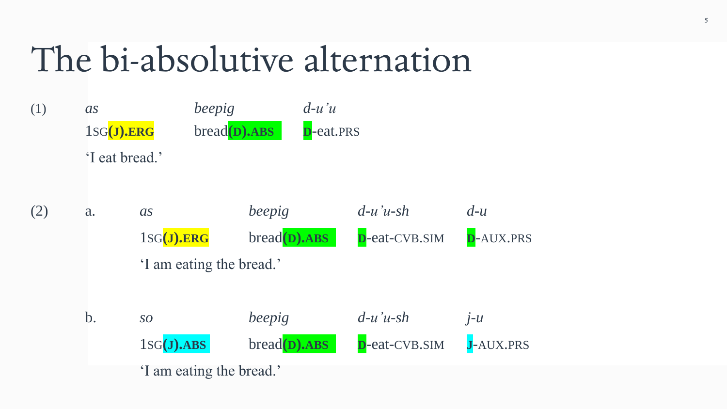# The bi-absolutive alternation

(1)

| *as* | *beepig* | *d-u'u* |
|---|---|---|
| 1SG**(J).ERG** | bread**(D).ABS** | **D**-eat.PRS |

'I eat bread.'

(2) a.

| *as* | *beepig* | *d-u'u-sh* | *d-u* |
|---|---|---|---|
| 1SG**(J).ERG** | bread**(D).ABS** | **D**-eat-CVB.SIM | **D**-AUX.PRS |

'I am eating the bread.'

b.

| *so* | *beepig* | *d-u'u-sh* | *j-u* |
|---|---|---|---|
| 1SG**(J).ABS** | bread**(D).ABS** | **D**-eat-CVB.SIM | **J**-AUX.PRS |

'I am eating the bread.'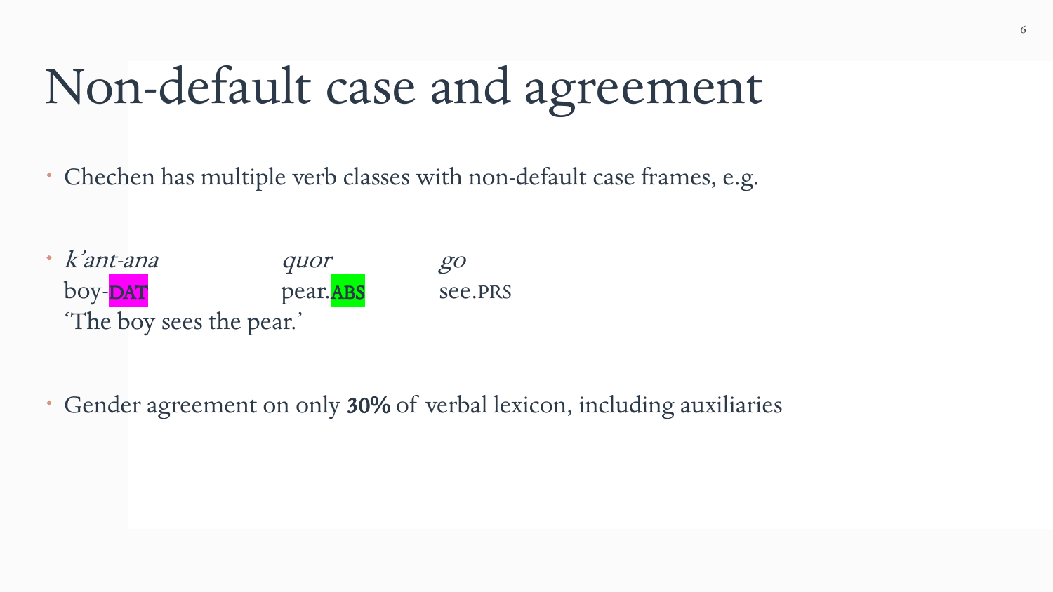# Non-default case and agreement

- Chechen has multiple verb classes with non-default case frames, e.g.

- *k'ant-ana* *quor* *go*
  boy-DAT pear.ABS see.PRS
  'The boy sees the pear.'

- Gender agreement on only **30%** of verbal lexicon, including auxiliaries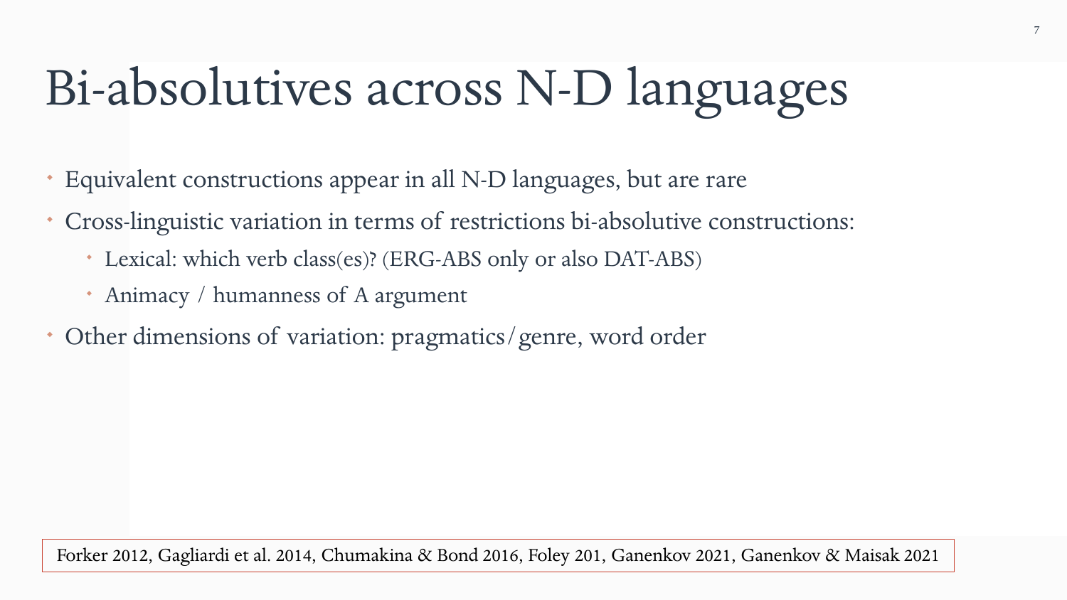# Bi-absolutives across N-D languages

- Equivalent constructions appear in all N-D languages, but are rare
- Cross-linguistic variation in terms of restrictions bi-absolutive constructions:
  - Lexical: which verb class(es)? (ERG-ABS only or also DAT-ABS)
  - Animacy / humanness of A argument
- Other dimensions of variation: pragmatics/genre, word order

Forker 2012, Gagliardi et al. 2014, Chumakina & Bond 2016, Foley 201, Ganenkov 2021, Ganenkov & Maisak 2021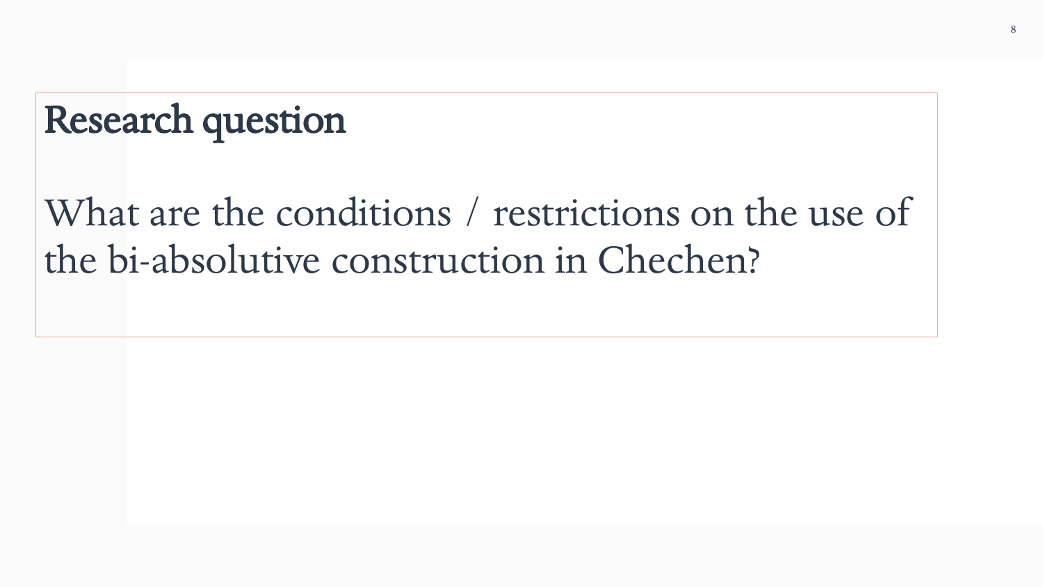## Research question

What are the conditions / restrictions on the use of the bi-absolutive construction in Chechen?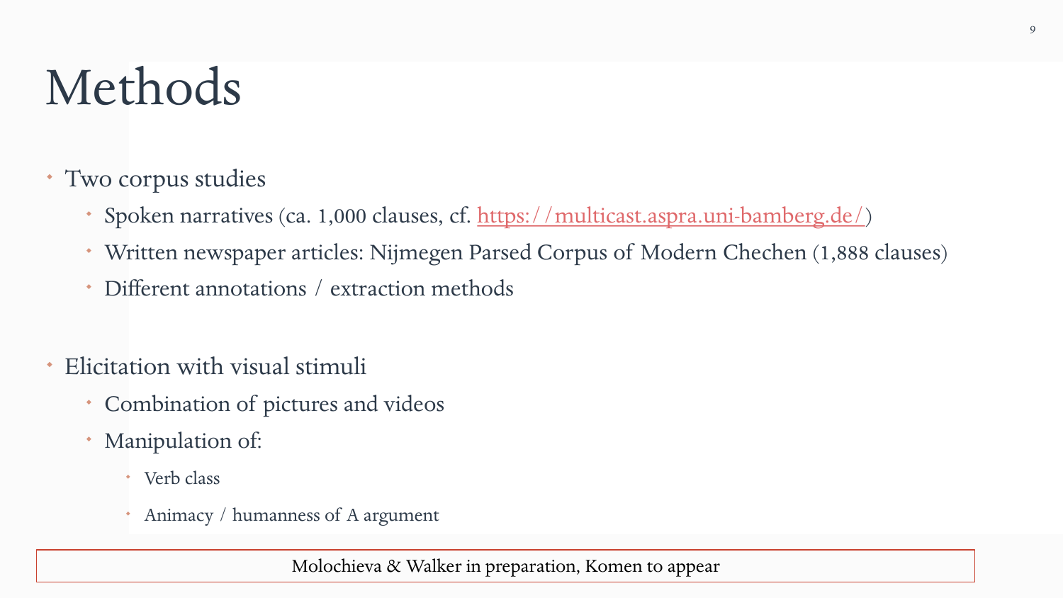# Methods

- Two corpus studies
  - Spoken narratives (ca. 1,000 clauses, cf. [https://multicast.aspra.uni-bamberg.de/](https://multicast.aspra.uni-bamberg.de/))
  - Written newspaper articles: Nijmegen Parsed Corpus of Modern Chechen (1,888 clauses)
  - Different annotations / extraction methods

- Elicitation with visual stimuli
  - Combination of pictures and videos
  - Manipulation of:
    - Verb class
    - Animacy / humanness of A argument

Molochieva & Walker in preparation, Komen to appear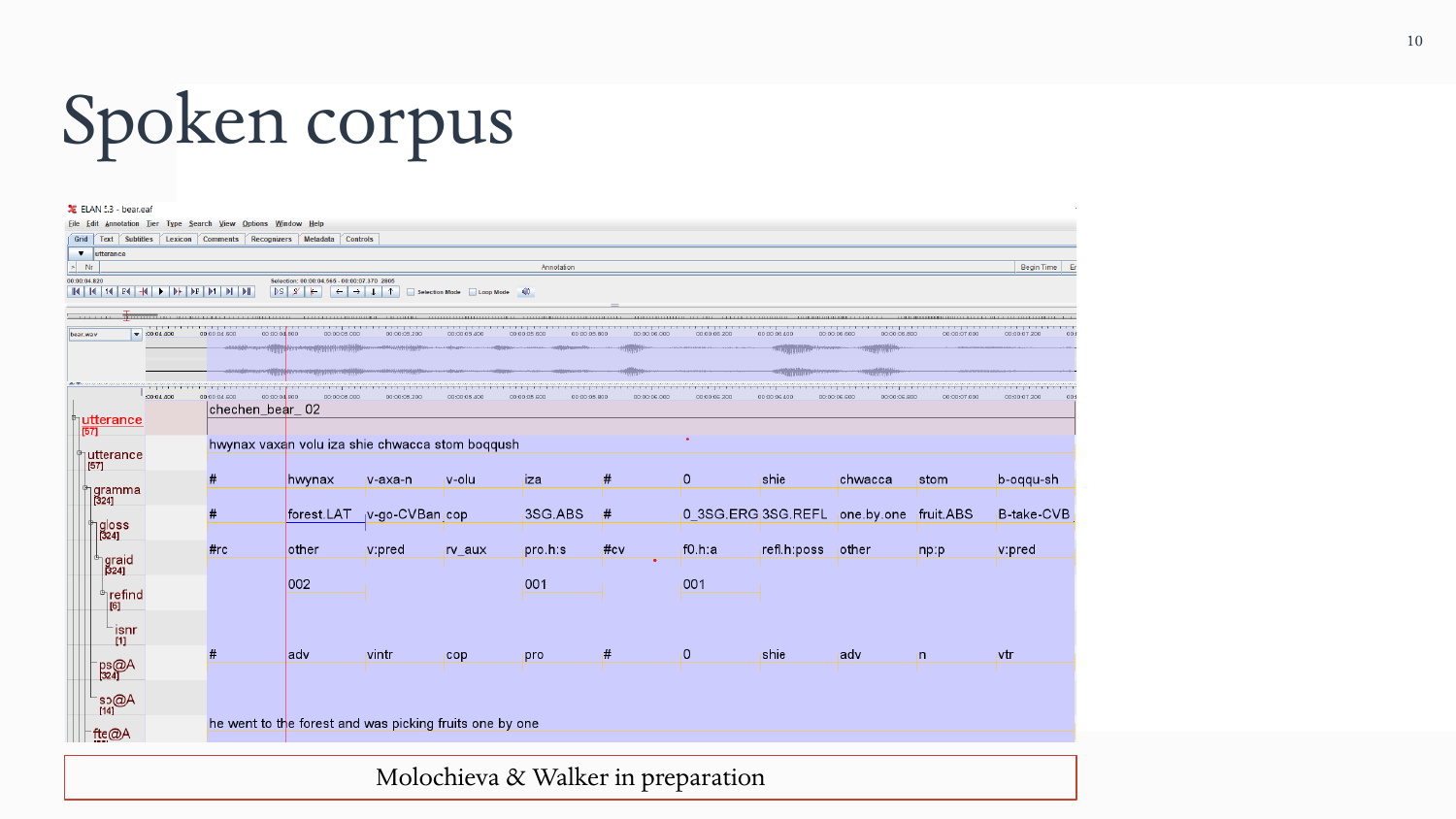# Spoken corpus

ELAN 5.3 - bear.eaf

| Tier | | | | | | | | | | |
|---|---|---|---|---|---|---|---|---|---|---|
| utterance [57] | chechen_bear_02 | | | | | | | | | |
| utterance [57] | hwynax vaxan volu iza shie chwacca stom boqqush | | | | | | | | | |
| gramma [324] | # | hwynax | v-axa-n | v-olu | iza | # | 0 | shie | chwacca | stom | b-oqqu-sh |
| gloss [324] | # | forest.LAT | v-go-CVBan | cop | 3SG.ABS | # | 0_3SG.ERG | 3SG.REFL | one.by.one | fruit.ABS | B-take-CVB |
| graid [324] | #rc | other | v:pred | rv_aux | pro.h:s | #cv | f0.h:a | refl.h:poss | other | np:p | v:pred |
| refind [6] | | 002 | | | 001 | | 001 | | | | |
| isnr [1] | | | | | | | | | | | |
| ps@A [324] | # | adv | vintr | cop | pro | # | 0 | shie | adv | n | vtr |
| sɔ@A [14] | | | | | | | | | | | |
| fte@A | he went to the forest and was picking fruits one by one | | | | | | | | | | |

Molochieva & Walker in preparation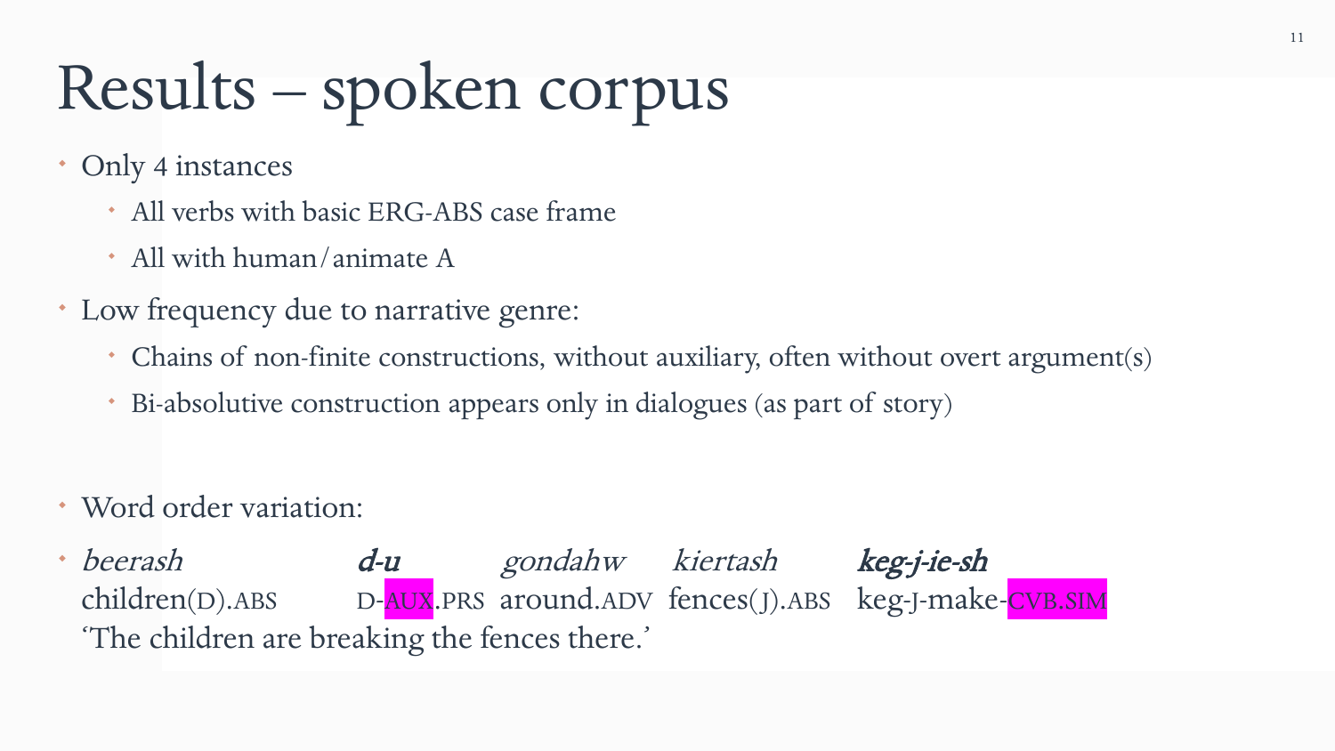# Results – spoken corpus

- Only 4 instances
  - All verbs with basic ERG-ABS case frame
  - All with human/animate A
- Low frequency due to narrative genre:
  - Chains of non-finite constructions, without auxiliary, often without overt argument(s)
  - Bi-absolutive construction appears only in dialogues (as part of story)

- Word order variation:
- *beerash* ***d-u*** *gondahw* *kiertash* ***keg-j-ie-sh***
  children(D).ABS D-AUX.PRS around.ADV fences(J).ABS keg-J-make-CVB.SIM
  'The children are breaking the fences there.'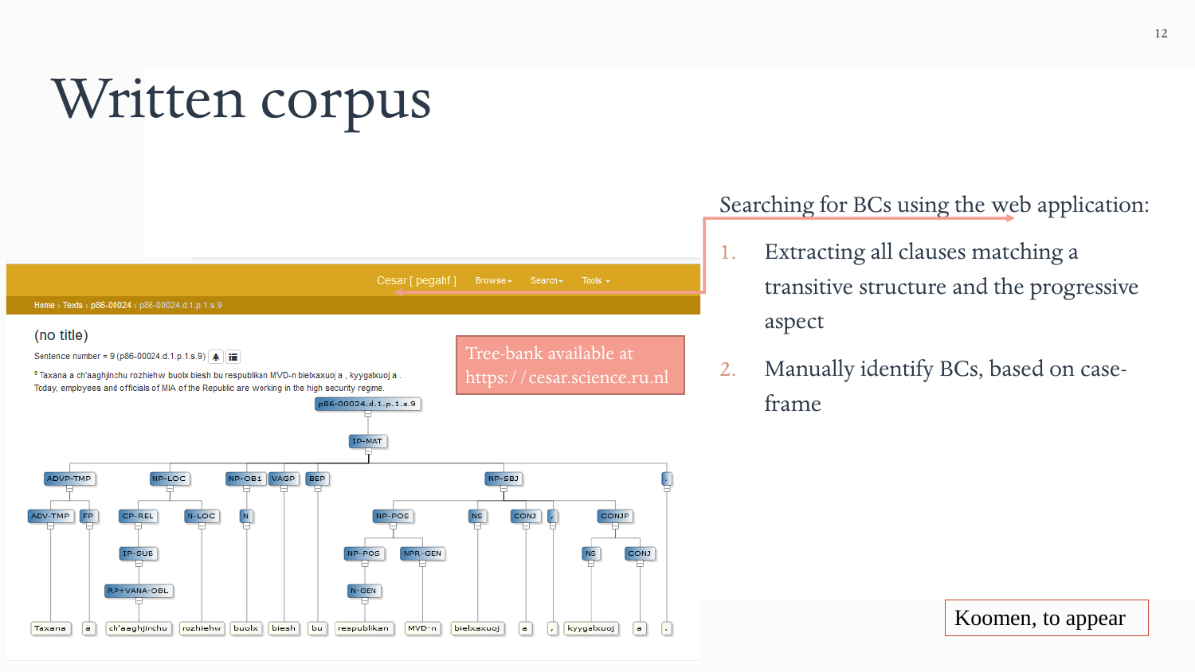# Written corpus

Tree-bank available at https://cesar.science.ru.nl

Searching for BCs using the web application:

1. Extracting all clauses matching a transitive structure and the progressive aspect
2. Manually identify BCs, based on case-frame

Koomen, to appear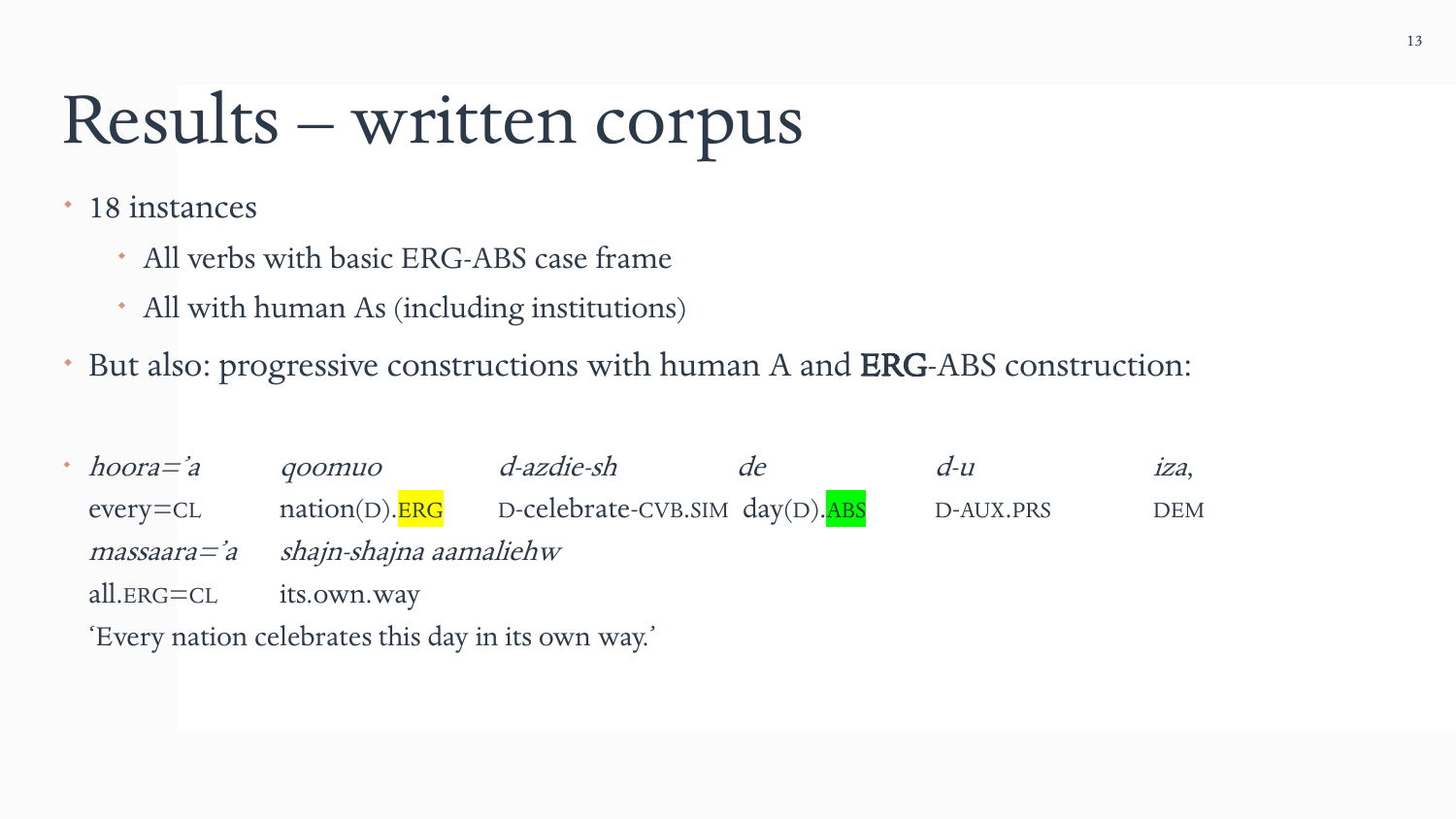# Results – written corpus

- 18 instances
  - All verbs with basic ERG-ABS case frame
  - All with human As (including institutions)
- But also: progressive constructions with human A and **ERG**-ABS construction:

- | *hoora='a* | *qoomuo* | *d-azdie-sh* | *de* | *d-u* | *iza,* |
  |---|---|---|---|---|---|
  | every=CL | nation(D).ERG | D-celebrate-CVB.SIM | day(D).ABS | D-AUX.PRS | DEM |
  | *massaara='a* | *shajn-shajna aamaliehw* | | | | |
  | all.ERG=CL | its.own.way | | | | |

  'Every nation celebrates this day in its own way.'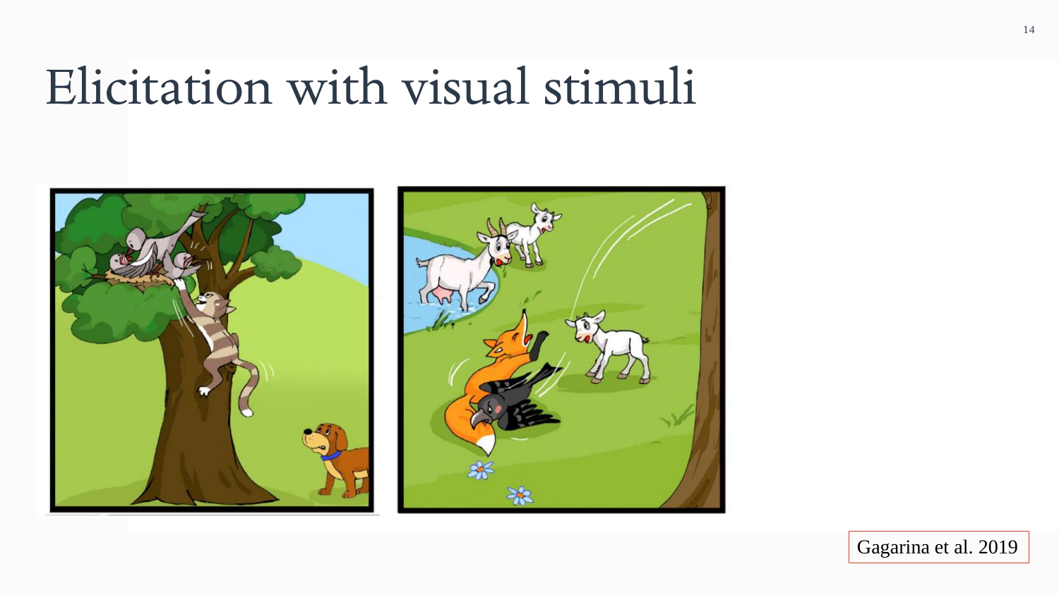# Elicitation with visual stimuli

Gagarina et al. 2019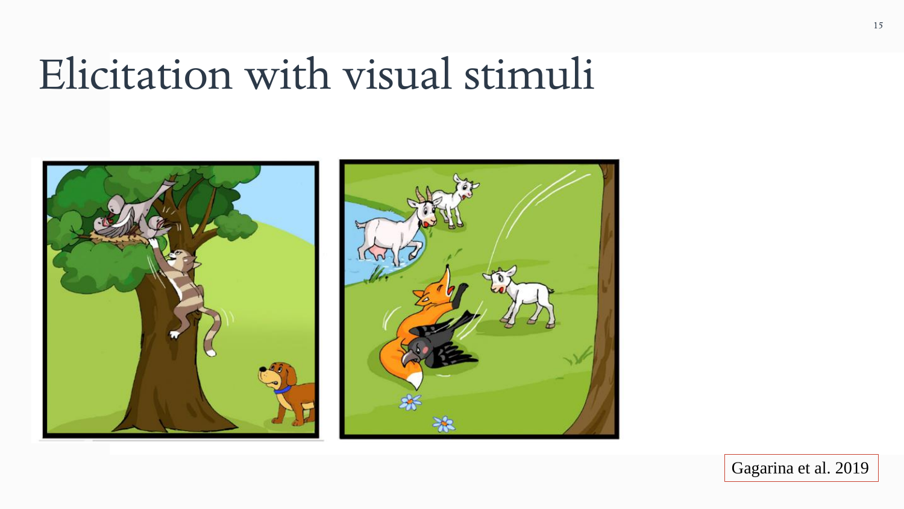# Elicitation with visual stimuli

Gagarina et al. 2019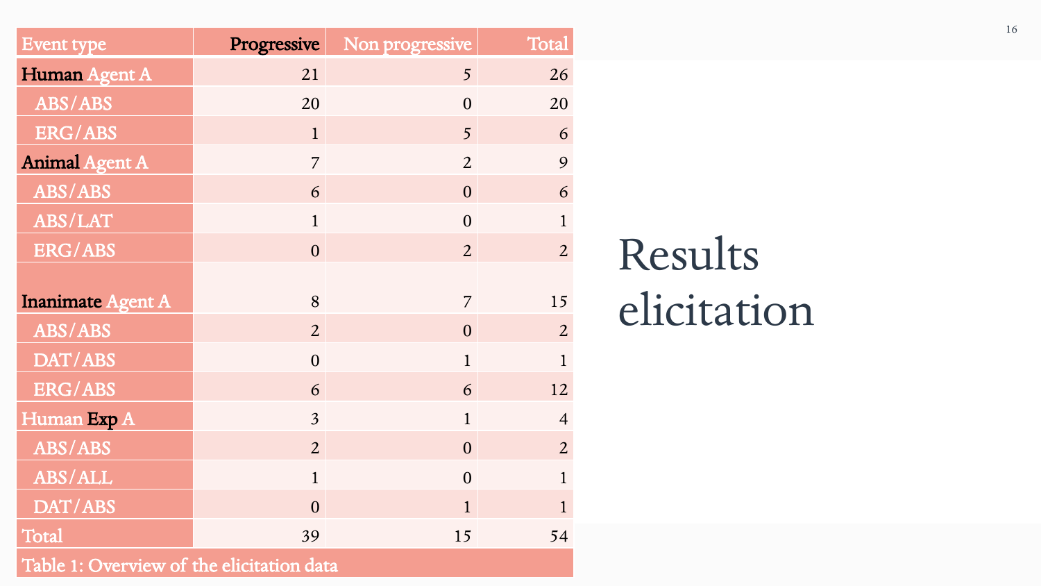# Results elicitation

| Event type | Progressive | Non progressive | Total |
|---|---|---|---|
| **Human** Agent A | 21 | 5 | 26 |
| ABS/ABS | 20 | 0 | 20 |
| ERG/ABS | 1 | 5 | 6 |
| **Animal** Agent A | 7 | 2 | 9 |
| ABS/ABS | 6 | 0 | 6 |
| ABS/LAT | 1 | 0 | 1 |
| ERG/ABS | 0 | 2 | 2 |
| **Inanimate** Agent A | 8 | 7 | 15 |
| ABS/ABS | 2 | 0 | 2 |
| DAT/ABS | 0 | 1 | 1 |
| ERG/ABS | 6 | 6 | 12 |
| Human **Exp** A | 3 | 1 | 4 |
| ABS/ABS | 2 | 0 | 2 |
| ABS/ALL | 1 | 0 | 1 |
| DAT/ABS | 0 | 1 | 1 |
| Total | 39 | 15 | 54 |

Table 1: Overview of the elicitation data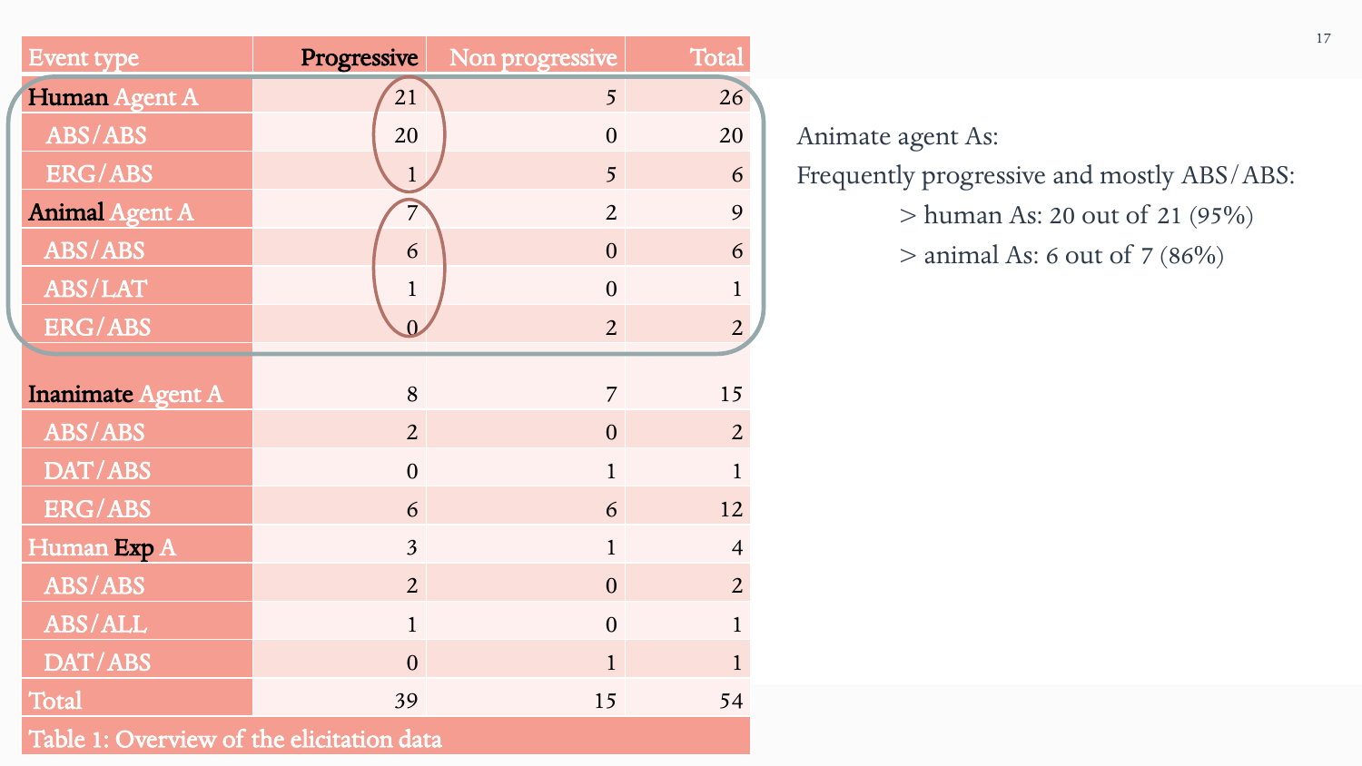| Event type | Progressive | Non progressive | Total |
|---|---|---|---|
| Human Agent A | 21 | 5 | 26 |
| ABS/ABS | 20 | 0 | 20 |
| ERG/ABS | 1 | 5 | 6 |
| Animal Agent A | 7 | 2 | 9 |
| ABS/ABS | 6 | 0 | 6 |
| ABS/LAT | 1 | 0 | 1 |
| ERG/ABS | 0 | 2 | 2 |
| | | | |
| Inanimate Agent A | 8 | 7 | 15 |
| ABS/ABS | 2 | 0 | 2 |
| DAT/ABS | 0 | 1 | 1 |
| ERG/ABS | 6 | 6 | 12 |
| Human Exp A | 3 | 1 | 4 |
| ABS/ABS | 2 | 0 | 2 |
| ABS/ALL | 1 | 0 | 1 |
| DAT/ABS | 0 | 1 | 1 |
| Total | 39 | 15 | 54 |

Table 1: Overview of the elicitation data

Animate agent As:

Frequently progressive and mostly ABS/ABS:

> human As: 20 out of 21 (95%)

> animal As: 6 out of 7 (86%)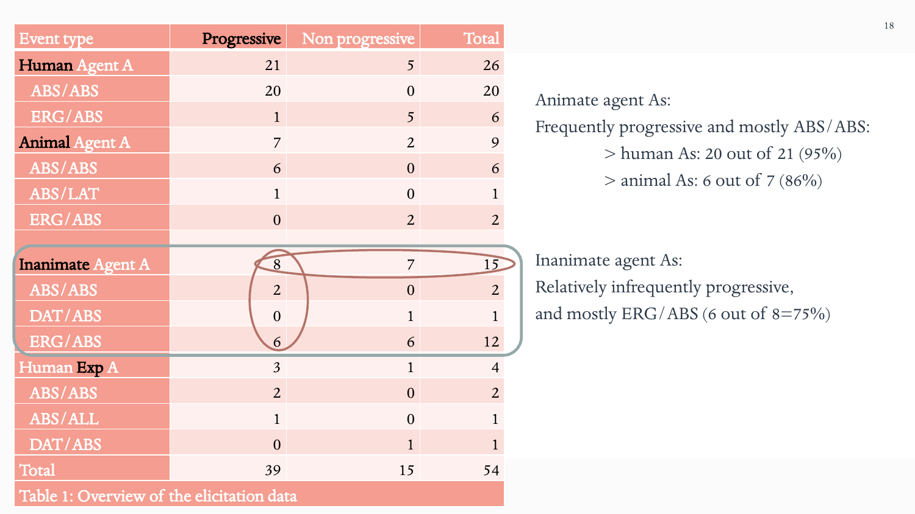| Event type | Progressive | Non progressive | Total |
|---|---|---|---|
| **Human** Agent A | 21 | 5 | 26 |
| ABS/ABS | 20 | 0 | 20 |
| ERG/ABS | 1 | 5 | 6 |
| **Animal** Agent A | 7 | 2 | 9 |
| ABS/ABS | 6 | 0 | 6 |
| ABS/LAT | 1 | 0 | 1 |
| ERG/ABS | 0 | 2 | 2 |
| | | | |
| **Inanimate** Agent A | 8 | 7 | 15 |
| ABS/ABS | 2 | 0 | 2 |
| DAT/ABS | 0 | 1 | 1 |
| ERG/ABS | 6 | 6 | 12 |
| Human **Exp** A | 3 | 1 | 4 |
| ABS/ABS | 2 | 0 | 2 |
| ABS/ALL | 1 | 0 | 1 |
| DAT/ABS | 0 | 1 | 1 |
| Total | 39 | 15 | 54 |

Table 1: Overview of the elicitation data

Animate agent As:

Frequently progressive and mostly ABS/ABS:

> human As: 20 out of 21 (95%)

> animal As: 6 out of 7 (86%)

Inanimate agent As:

Relatively infrequently progressive,

and mostly ERG/ABS (6 out of 8=75%)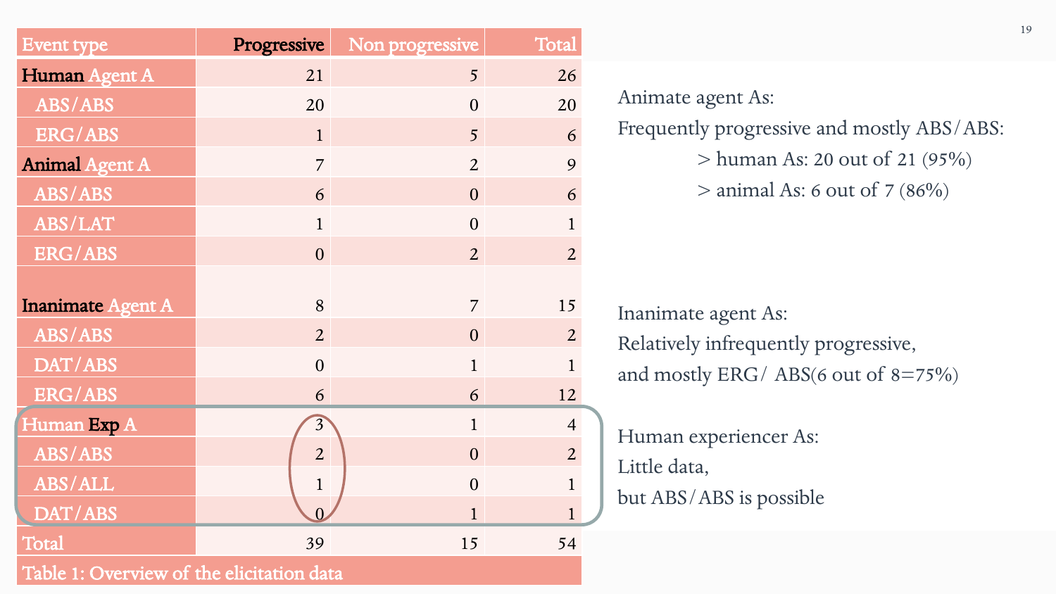| Event type | Progressive | Non progressive | Total |
|---|---|---|---|
| **Human** Agent A | 21 | 5 | 26 |
| ABS/ABS | 20 | 0 | 20 |
| ERG/ABS | 1 | 5 | 6 |
| **Animal** Agent A | 7 | 2 | 9 |
| ABS/ABS | 6 | 0 | 6 |
| ABS/LAT | 1 | 0 | 1 |
| ERG/ABS | 0 | 2 | 2 |
| **Inanimate** Agent A | 8 | 7 | 15 |
| ABS/ABS | 2 | 0 | 2 |
| DAT/ABS | 0 | 1 | 1 |
| ERG/ABS | 6 | 6 | 12 |
| Human **Exp** A | 3 | 1 | 4 |
| ABS/ABS | 2 | 0 | 2 |
| ABS/ALL | 1 | 0 | 1 |
| DAT/ABS | 0 | 1 | 1 |
| Total | 39 | 15 | 54 |

Table 1: Overview of the elicitation data

Animate agent As:
Frequently progressive and mostly ABS/ABS:
- > human As: 20 out of 21 (95%)
- > animal As: 6 out of 7 (86%)

Inanimate agent As:
Relatively infrequently progressive,
and mostly ERG/ ABS(6 out of 8=75%)

Human experiencer As:
Little data,
but ABS/ABS is possible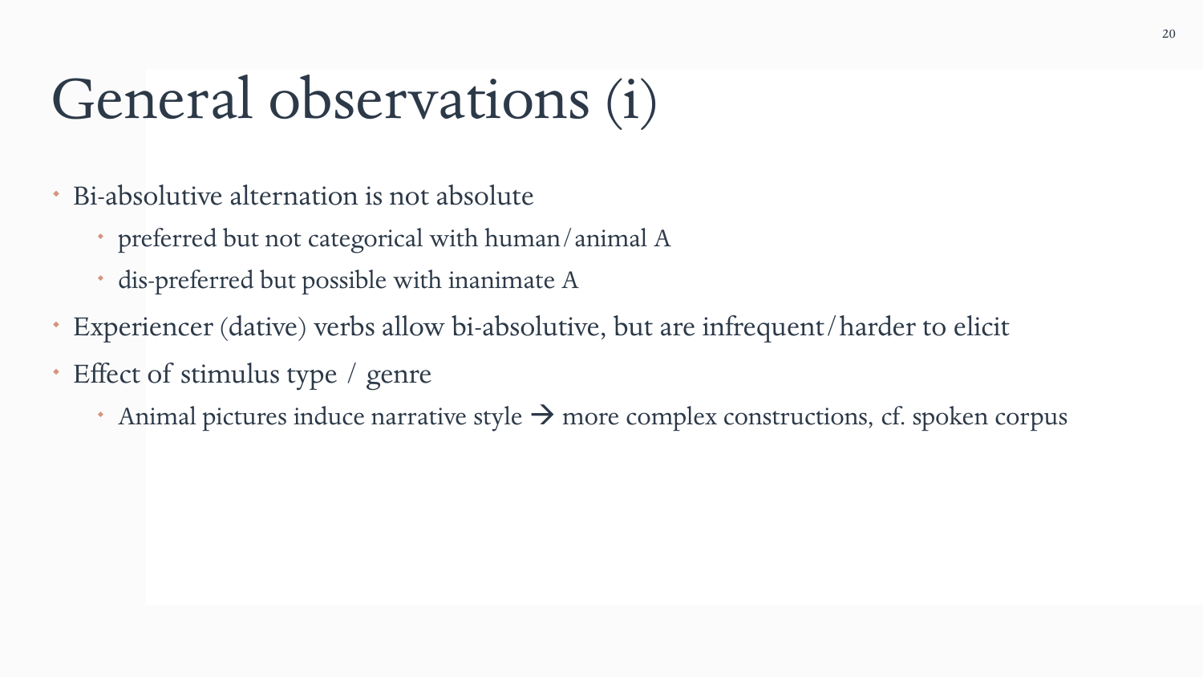# General observations (i)

- Bi-absolutive alternation is not absolute
  - preferred but not categorical with human/animal A
  - dis-preferred but possible with inanimate A
- Experiencer (dative) verbs allow bi-absolutive, but are infrequent/harder to elicit
- Effect of stimulus type / genre
  - Animal pictures induce narrative style → more complex constructions, cf. spoken corpus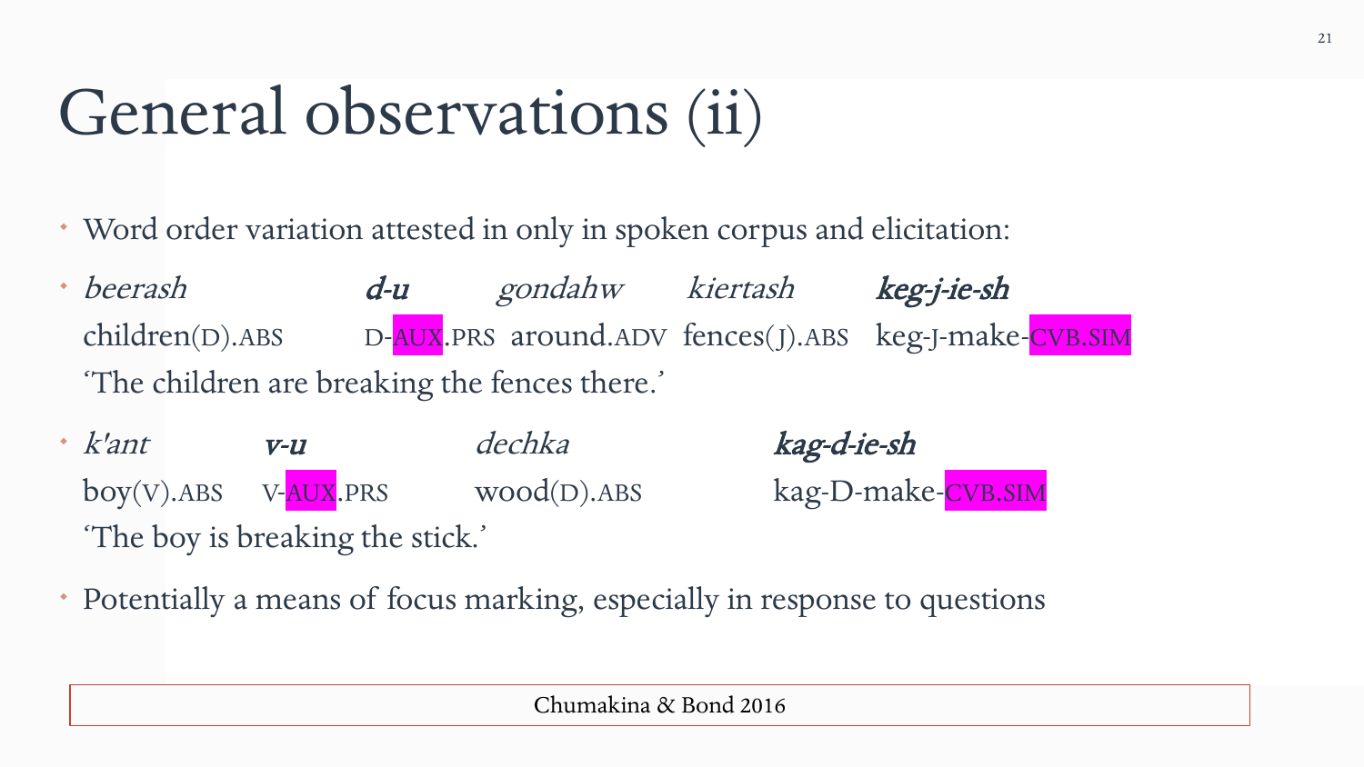# General observations (ii)

- Word order variation attested in only in spoken corpus and elicitation:
- *beerash* **d-u** *gondahw* *kiertash* ***keg-j-ie-sh***
  children(D).ABS D-AUX.PRS around.ADV fences(J).ABS keg-J-make-CVB.SIM
  'The children are breaking the fences there.'
- *k'ant* ***v-u*** *dechka* ***kag-d-ie-sh***
  boy(V).ABS V-AUX.PRS wood(D).ABS kag-D-make-CVB.SIM
  'The boy is breaking the stick.'
- Potentially a means of focus marking, especially in response to questions

Chumakina & Bond 2016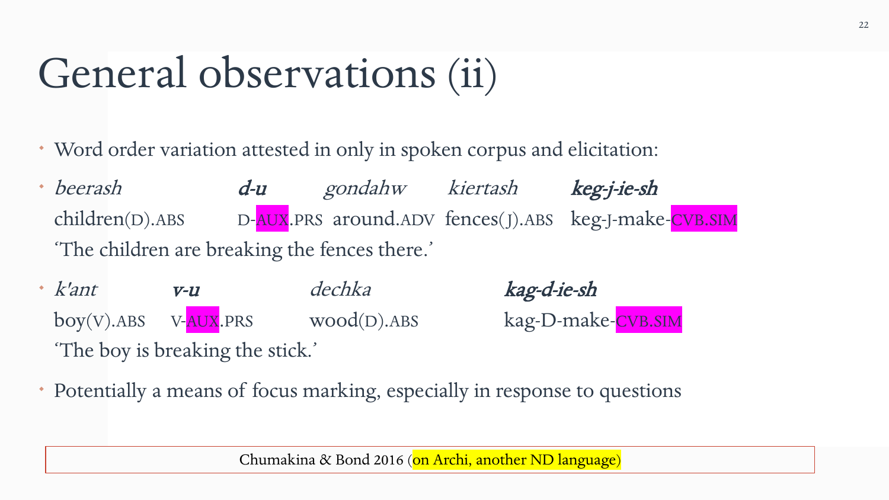# General observations (ii)

- Word order variation attested in only in spoken corpus and elicitation:
- *beerash* **d-u** *gondahw* *kiertash* **keg-j-ie-sh**
  children(D).ABS D-AUX.PRS around.ADV fences(J).ABS keg-J-make-CVB.SIM
  'The children are breaking the fences there.'
- *k'ant* **v-u** *dechka* **kag-d-ie-sh**
  boy(V).ABS V-AUX.PRS wood(D).ABS kag-D-make-CVB.SIM
  'The boy is breaking the stick.'
- Potentially a means of focus marking, especially in response to questions

Chumakina & Bond 2016 (on Archi, another ND language)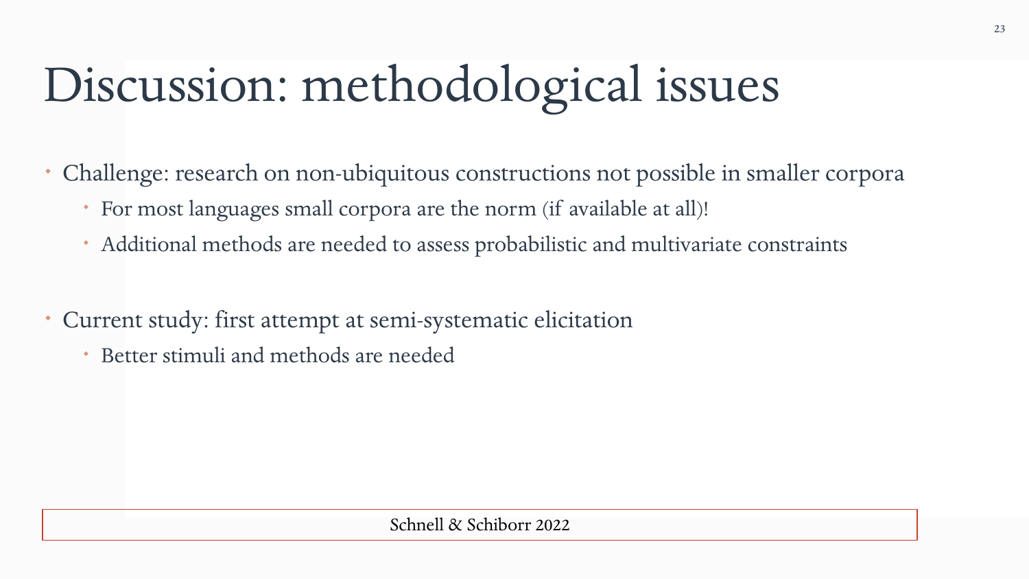# Discussion: methodological issues

- Challenge: research on non-ubiquitous constructions not possible in smaller corpora
  - For most languages small corpora are the norm (if available at all)!
  - Additional methods are needed to assess probabilistic and multivariate constraints

- Current study: first attempt at semi-systematic elicitation
  - Better stimuli and methods are needed

Schnell & Schiborr 2022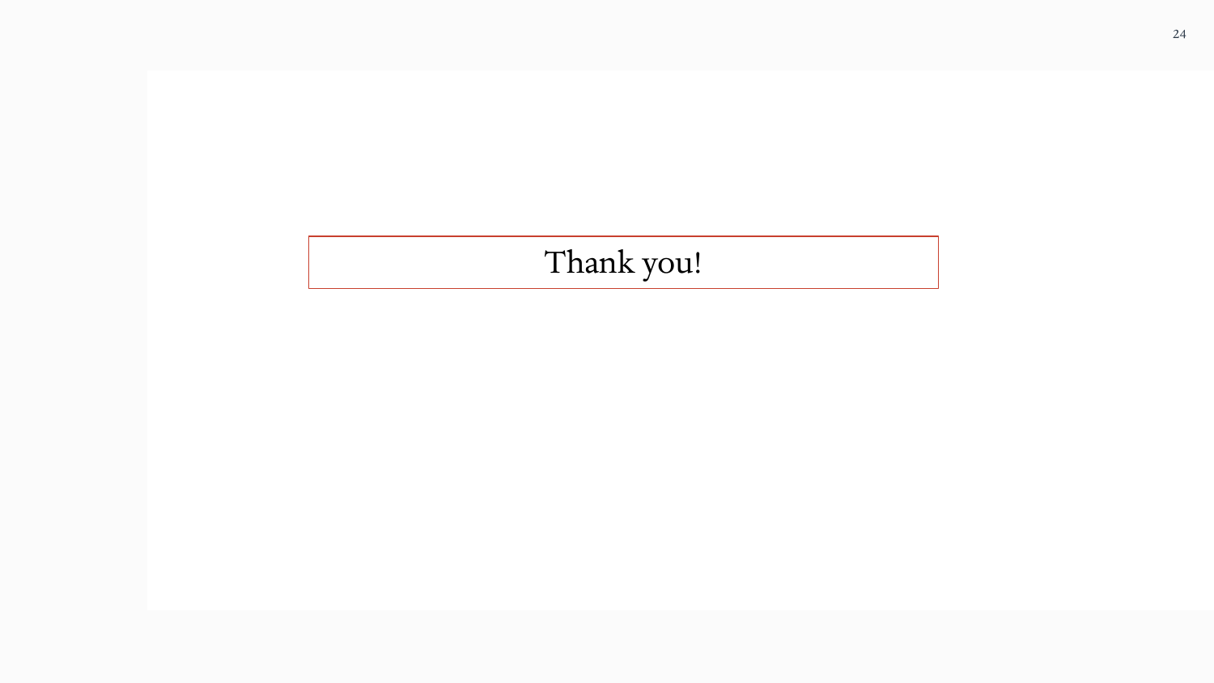Thank you!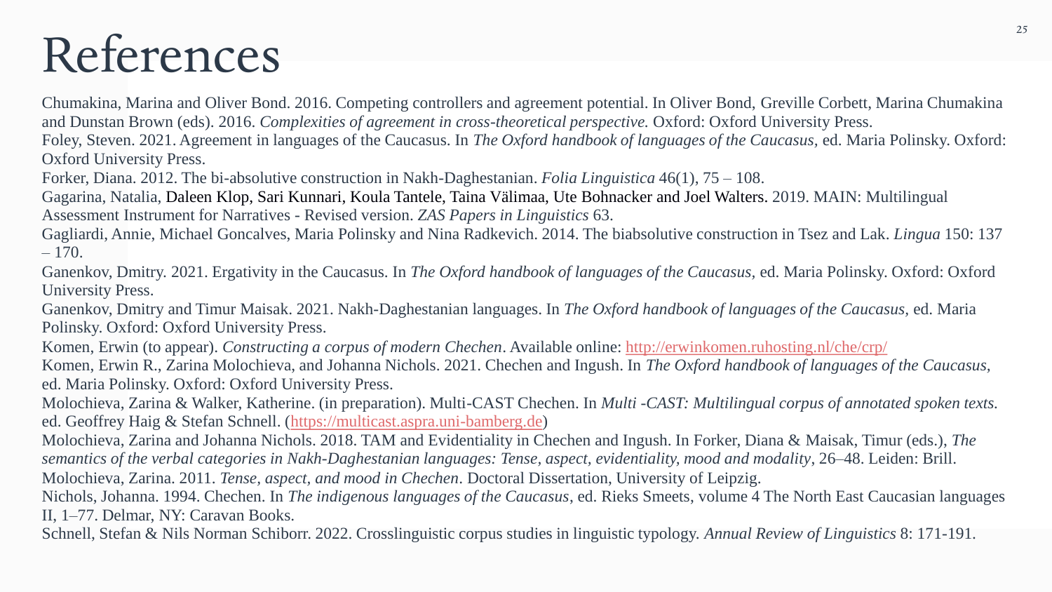# References

Chumakina, Marina and Oliver Bond. 2016. Competing controllers and agreement potential. In Oliver Bond, Greville Corbett, Marina Chumakina and Dunstan Brown (eds). 2016. *Complexities of agreement in cross-theoretical perspective.* Oxford: Oxford University Press.

Foley, Steven. 2021. Agreement in languages of the Caucasus. In *The Oxford handbook of languages of the Caucasus,* ed. Maria Polinsky. Oxford: Oxford University Press.

Forker, Diana. 2012. The bi-absolutive construction in Nakh-Daghestanian. *Folia Linguistica* 46(1), 75 – 108.

Gagarina, Natalia, Daleen Klop, Sari Kunnari, Koula Tantele, Taina Välimaa, Ute Bohnacker and Joel Walters. 2019. MAIN: Multilingual Assessment Instrument for Narratives - Revised version. *ZAS Papers in Linguistics* 63.

Gagliardi, Annie, Michael Goncalves, Maria Polinsky and Nina Radkevich. 2014. The biabsolutive construction in Tsez and Lak. *Lingua* 150: 137 – 170.

Ganenkov, Dmitry. 2021. Ergativity in the Caucasus. In *The Oxford handbook of languages of the Caucasus,* ed. Maria Polinsky. Oxford: Oxford University Press.

Ganenkov, Dmitry and Timur Maisak. 2021. Nakh-Daghestanian languages. In *The Oxford handbook of languages of the Caucasus,* ed. Maria Polinsky. Oxford: Oxford University Press.

Komen, Erwin (to appear). *Constructing a corpus of modern Chechen*. Available online: http://erwinkomen.ruhosting.nl/che/crp/

Komen, Erwin R., Zarina Molochieva, and Johanna Nichols. 2021. Chechen and Ingush. In *The Oxford handbook of languages of the Caucasus,* ed. Maria Polinsky. Oxford: Oxford University Press.

Molochieva, Zarina & Walker, Katherine. (in preparation). Multi-CAST Chechen. In *Multi -CAST: Multilingual corpus of annotated spoken texts.* ed. Geoffrey Haig & Stefan Schnell. (https://multicast.aspra.uni-bamberg.de)

Molochieva, Zarina and Johanna Nichols. 2018. TAM and Evidentiality in Chechen and Ingush. In Forker, Diana & Maisak, Timur (eds.), *The semantics of the verbal categories in Nakh-Daghestanian languages: Tense, aspect, evidentiality, mood and modality*, 26–48. Leiden: Brill.

Molochieva, Zarina. 2011. *Tense, aspect, and mood in Chechen*. Doctoral Dissertation, University of Leipzig.

Nichols, Johanna. 1994. Chechen. In *The indigenous languages of the Caucasus*, ed. Rieks Smeets, volume 4 The North East Caucasian languages II, 1–77. Delmar, NY: Caravan Books.

Schnell, Stefan & Nils Norman Schiborr. 2022. Crosslinguistic corpus studies in linguistic typology. *Annual Review of Linguistics* 8: 171-191.